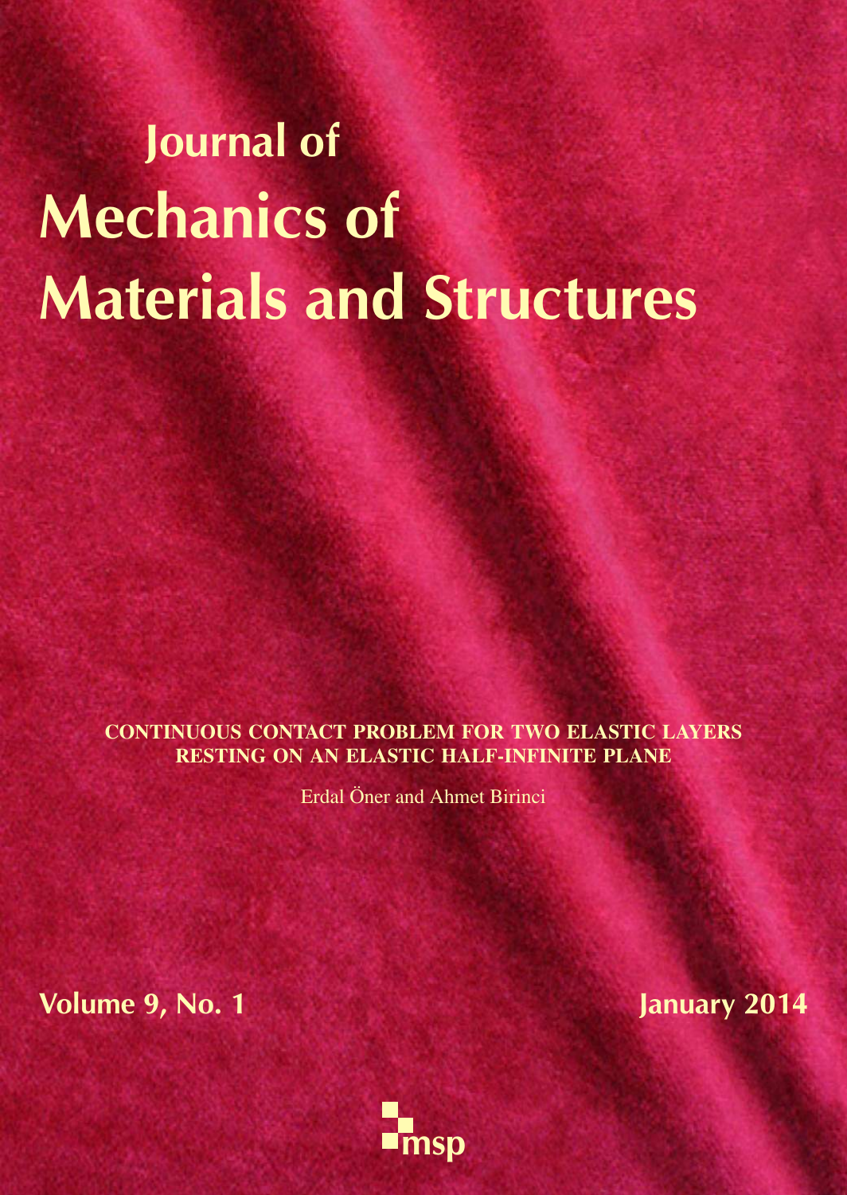# Journal of Mechanics of Materials and Structures

**CONTINUOUS CONTACT PROBLEM FOR TWO ELASTIC LAYERS RESTING ON AN ELASTIC HALF-INFINITE PLANE**

Erdal Öner and Ahmet Birinci

**Volume 9, No. 1** **January 2014**

msp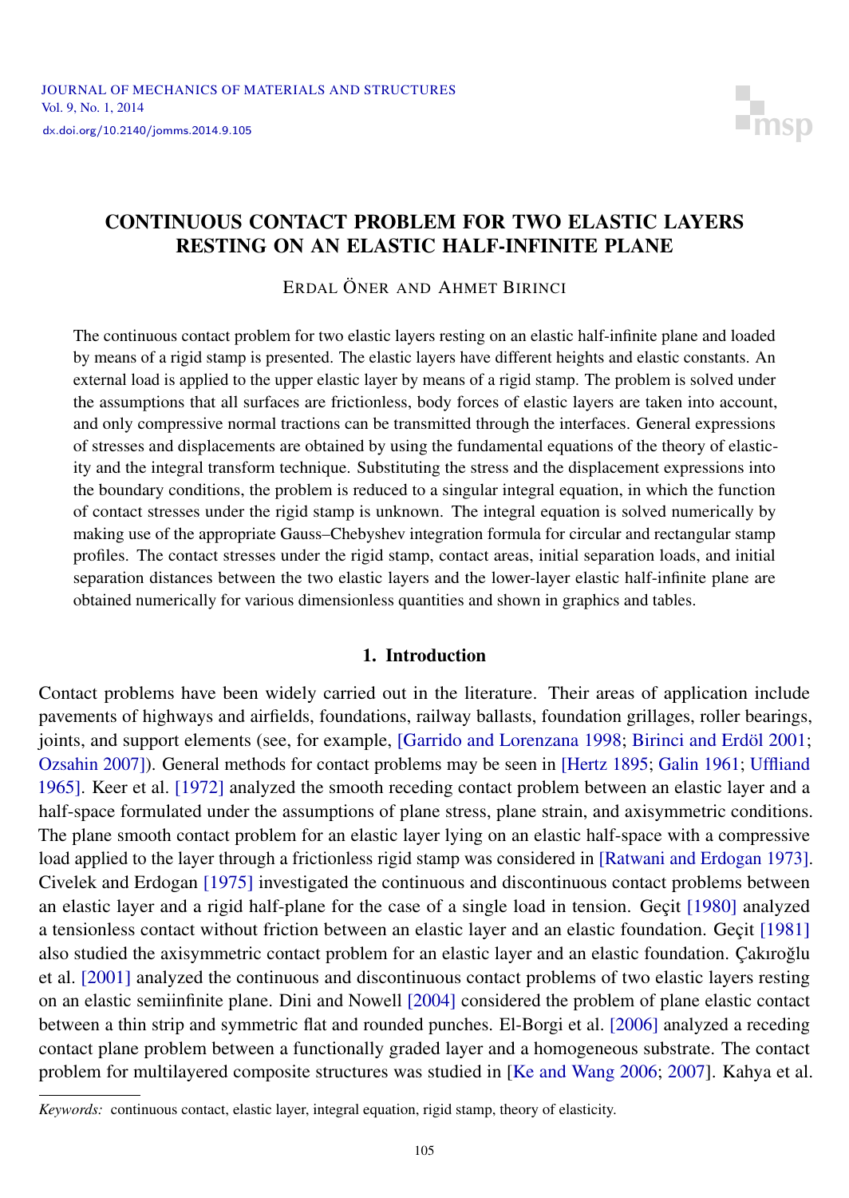# CONTINUOUS CONTACT PROBLEM FOR TWO ELASTIC LAYERS RESTING ON AN ELASTIC HALF-INFINITE PLANE

ERDAL ÖNER AND AHMET BIRINCI

The continuous contact problem for two elastic layers resting on an elastic half-infinite plane and loaded by means of a rigid stamp is presented. The elastic layers have different heights and elastic constants. An external load is applied to the upper elastic layer by means of a rigid stamp. The problem is solved under the assumptions that all surfaces are frictionless, body forces of elastic layers are taken into account, and only compressive normal tractions can be transmitted through the interfaces. General expressions of stresses and displacements are obtained by using the fundamental equations of the theory of elasticity and the integral transform technique. Substituting the stress and the displacement expressions into the boundary conditions, the problem is reduced to a singular integral equation, in which the function of contact stresses under the rigid stamp is unknown. The integral equation is solved numerically by making use of the appropriate Gauss–Chebyshev integration formula for circular and rectangular stamp profiles. The contact stresses under the rigid stamp, contact areas, initial separation loads, and initial separation distances between the two elastic layers and the lower-layer elastic half-infinite plane are obtained numerically for various dimensionless quantities and shown in graphics and tables.

## 1. Introduction

Contact problems have been widely carried out in the literature. Their areas of application include pavements of highways and airfields, foundations, railway ballasts, foundation grillages, roller bearings, joints, and support elements (see, for example, [Garrido and Lorenzana 1998; Birinci and Erdöl 2001; Ozsahin 2007]). General methods for contact problems may be seen in [Hertz 1895; Galin 1961; Uffliand 1965]. Keer et al. [1972] analyzed the smooth receding contact problem between an elastic layer and a half-space formulated under the assumptions of plane stress, plane strain, and axisymmetric conditions. The plane smooth contact problem for an elastic layer lying on an elastic half-space with a compressive load applied to the layer through a frictionless rigid stamp was considered in [Ratwani and Erdogan 1973]. Civelek and Erdogan [1975] investigated the continuous and discontinuous contact problems between an elastic layer and a rigid half-plane for the case of a single load in tension. Geçit [1980] analyzed a tensionless contact without friction between an elastic layer and an elastic foundation. Geçit [1981] also studied the axisymmetric contact problem for an elastic layer and an elastic foundation. Çakıroğlu et al. [2001] analyzed the continuous and discontinuous contact problems of two elastic layers resting on an elastic semiinfinite plane. Dini and Nowell [2004] considered the problem of plane elastic contact between a thin strip and symmetric flat and rounded punches. El-Borgi et al. [2006] analyzed a receding contact plane problem between a functionally graded layer and a homogeneous substrate. The contact problem for multilayered composite structures was studied in [Ke and Wang 2006; 2007]. Kahya et al.

*Keywords:* continuous contact, elastic layer, integral equation, rigid stamp, theory of elasticity.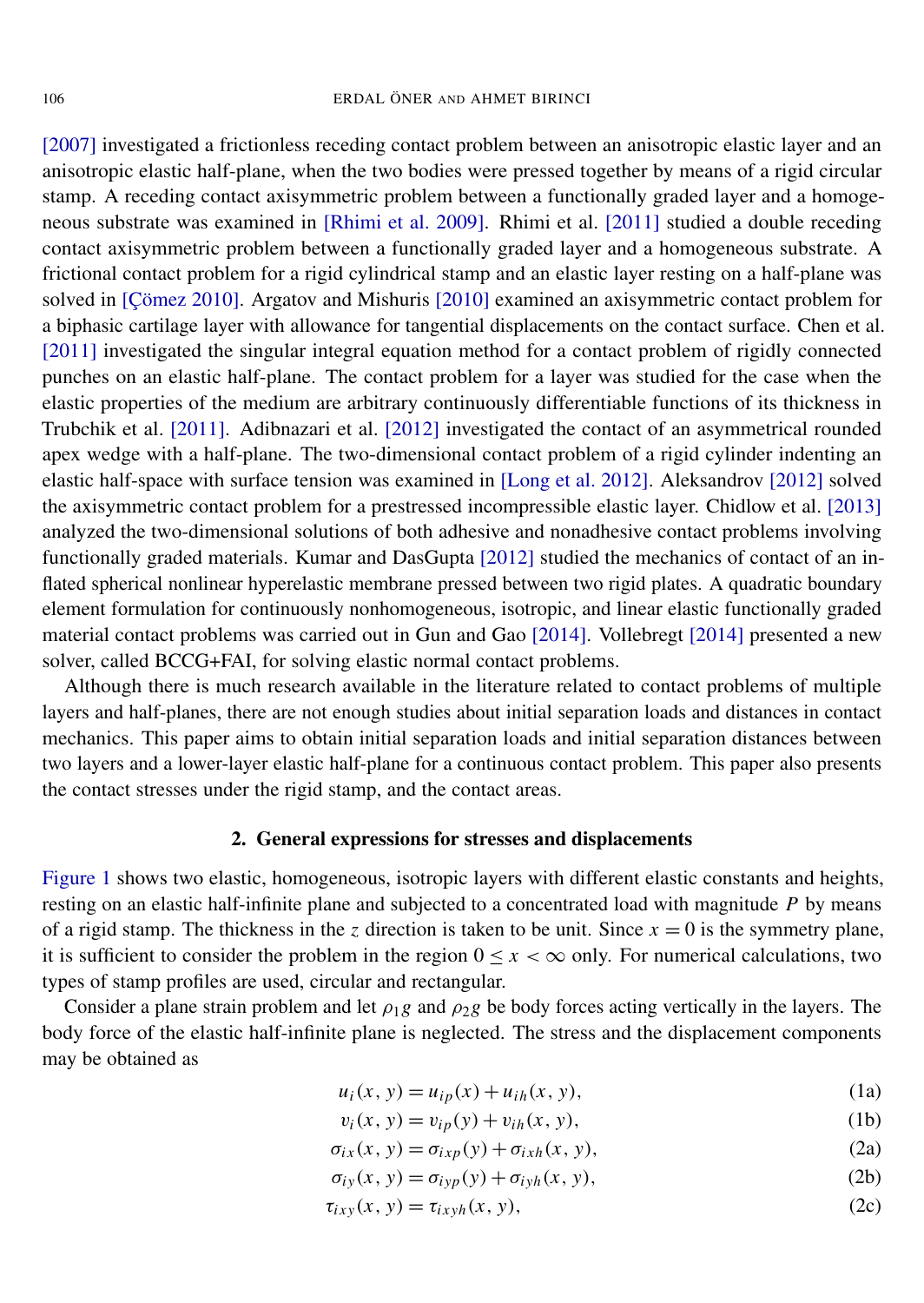[2007] investigated a frictionless receding contact problem between an anisotropic elastic layer and an anisotropic elastic half-plane, when the two bodies were pressed together by means of a rigid circular stamp. A receding contact axisymmetric problem between a functionally graded layer and a homogeneous substrate was examined in [Rhimi et al. 2009]. Rhimi et al. [2011] studied a double receding contact axisymmetric problem between a functionally graded layer and a homogeneous substrate. A frictional contact problem for a rigid cylindrical stamp and an elastic layer resting on a half-plane was solved in [Çömez 2010]. Argatov and Mishuris [2010] examined an axisymmetric contact problem for a biphasic cartilage layer with allowance for tangential displacements on the contact surface. Chen et al. [2011] investigated the singular integral equation method for a contact problem of rigidly connected punches on an elastic half-plane. The contact problem for a layer was studied for the case when the elastic properties of the medium are arbitrary continuously differentiable functions of its thickness in Trubchik et al. [2011]. Adibnazari et al. [2012] investigated the contact of an asymmetrical rounded apex wedge with a half-plane. The two-dimensional contact problem of a rigid cylinder indenting an elastic half-space with surface tension was examined in [Long et al. 2012]. Aleksandrov [2012] solved the axisymmetric contact problem for a prestressed incompressible elastic layer. Chidlow et al. [2013] analyzed the two-dimensional solutions of both adhesive and nonadhesive contact problems involving functionally graded materials. Kumar and DasGupta [2012] studied the mechanics of contact of an inflated spherical nonlinear hyperelastic membrane pressed between two rigid plates. A quadratic boundary element formulation for continuously nonhomogeneous, isotropic, and linear elastic functionally graded material contact problems was carried out in Gun and Gao [2014]. Vollebregt [2014] presented a new solver, called BCCG+FAI, for solving elastic normal contact problems.

Although there is much research available in the literature related to contact problems of multiple layers and half-planes, there are not enough studies about initial separation loads and distances in contact mechanics. This paper aims to obtain initial separation loads and initial separation distances between two layers and a lower-layer elastic half-plane for a continuous contact problem. This paper also presents the contact stresses under the rigid stamp, and the contact areas.

## 2. General expressions for stresses and displacements

Figure 1 shows two elastic, homogeneous, isotropic layers with different elastic constants and heights, resting on an elastic half-infinite plane and subjected to a concentrated load with magnitude $P$ by means of a rigid stamp. The thickness in the $z$ direction is taken to be unit. Since $x = 0$ is the symmetry plane, it is sufficient to consider the problem in the region $0 \leq x < \infty$ only. For numerical calculations, two types of stamp profiles are used, circular and rectangular.

Consider a plane strain problem and let $\rho_1 g$ and $\rho_2 g$ be body forces acting vertically in the layers. The body force of the elastic half-infinite plane is neglected. The stress and the displacement components may be obtained as

$$u_i(x, y) = u_{ip}(x) + u_{ih}(x, y), \tag{1a}$$

$$v_i(x, y) = v_{ip}(y) + v_{ih}(x, y), \tag{1b}$$

$$\sigma_{ix}(x, y) = \sigma_{ixp}(y) + \sigma_{ixh}(x, y), \tag{2a}$$

$$\sigma_{iy}(x, y) = \sigma_{iyp}(y) + \sigma_{iyh}(x, y), \tag{2b}$$

$$\tau_{ixy}(x, y) = \tau_{ixyh}(x, y), \tag{2c}$$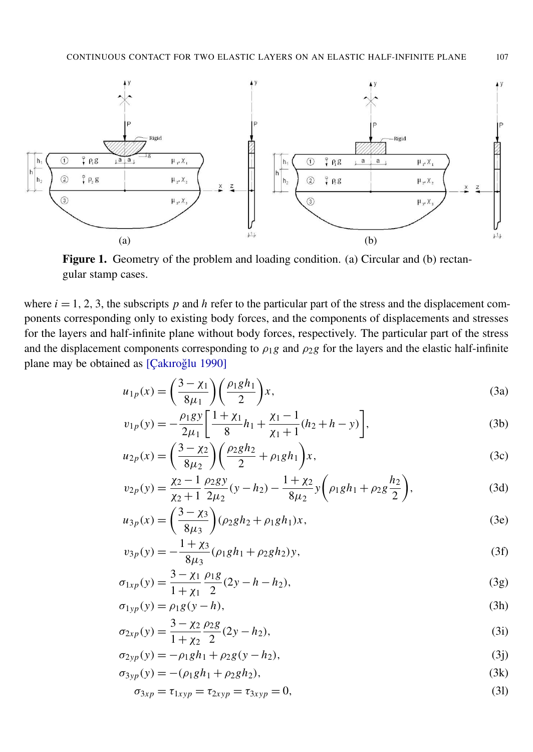**Figure 1.** Geometry of the problem and loading condition. (a) Circular and (b) rectangular stamp cases.

where $i = 1, 2, 3$, the subscripts $p$ and $h$ refer to the particular part of the stress and the displacement components corresponding only to existing body forces, and the components of displacements and stresses for the layers and half-infinite plane without body forces, respectively. The particular part of the stress and the displacement components corresponding to $\rho_1 g$ and $\rho_2 g$ for the layers and the elastic half-infinite plane may be obtained as [Çakıroğlu 1990]

$$u_{1p}(x) = \left(\frac{3-\chi_1}{8\mu_1}\right)\left(\frac{\rho_1 g h_1}{2}\right)x, \tag{3a}$$

$$v_{1p}(y) = -\frac{\rho_1 g y}{2\mu_1}\left[\frac{1+\chi_1}{8}h_1 + \frac{\chi_1 - 1}{\chi_1 + 1}(h_2 + h - y)\right], \tag{3b}$$

$$u_{2p}(x) = \left(\frac{3-\chi_2}{8\mu_2}\right)\left(\frac{\rho_2 g h_2}{2} + \rho_1 g h_1\right)x, \tag{3c}$$

$$v_{2p}(y) = \frac{\chi_2 - 1}{\chi_2 + 1}\frac{\rho_2 g y}{2\mu_2}(y - h_2) - \frac{1+\chi_2}{8\mu_2}y\left(\rho_1 g h_1 + \rho_2 g\frac{h_2}{2}\right), \tag{3d}$$

$$u_{3p}(x) = \left(\frac{3-\chi_3}{8\mu_3}\right)(\rho_2 g h_2 + \rho_1 g h_1)x, \tag{3e}$$

$$v_{3p}(y) = -\frac{1+\chi_3}{8\mu_3}(\rho_1 g h_1 + \rho_2 g h_2)y, \tag{3f}$$

$$\sigma_{1xp}(y) = \frac{3-\chi_1}{1+\chi_1}\frac{\rho_1 g}{2}(2y - h - h_2), \tag{3g}$$

$$\sigma_{1yp}(y) = \rho_1 g(y - h), \tag{3h}$$

$$\sigma_{2xp}(y) = \frac{3-\chi_2}{1+\chi_2}\frac{\rho_2 g}{2}(2y - h_2), \tag{3i}$$

$$\sigma_{2yp}(y) = -\rho_1 g h_1 + \rho_2 g(y - h_2), \tag{3j}$$

$$\sigma_{3yp}(y) = -(\rho_1 g h_1 + \rho_2 g h_2), \tag{3k}$$

$$\sigma_{3xp} = \tau_{1xyp} = \tau_{2xyp} = \tau_{3xyp} = 0, \tag{3l}$$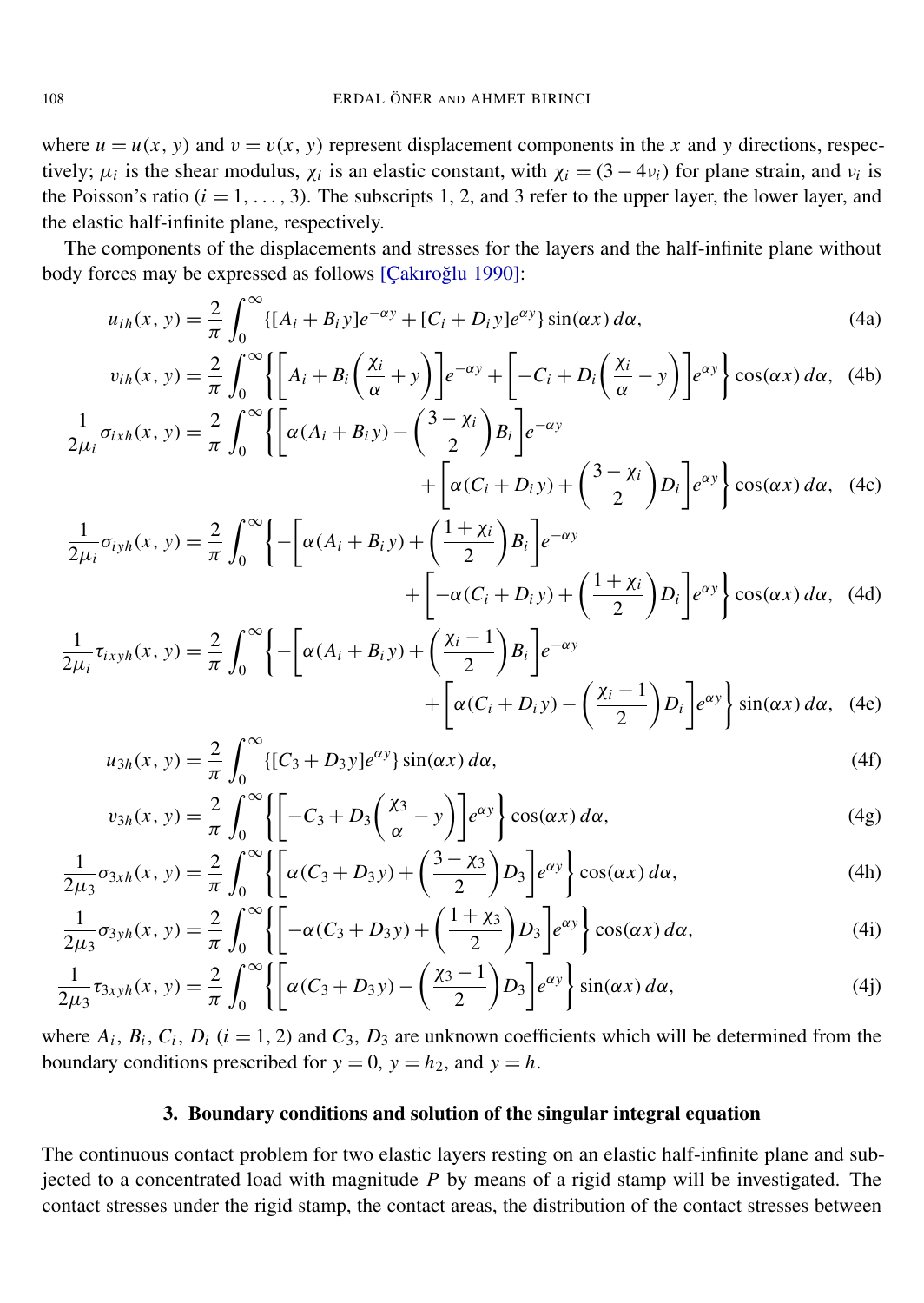where $u = u(x, y)$ and $v = v(x, y)$ represent displacement components in the $x$ and $y$ directions, respectively; $\mu_i$ is the shear modulus, $\chi_i$ is an elastic constant, with $\chi_i = (3 - 4\nu_i)$ for plane strain, and $\nu_i$ is the Poisson's ratio ($i = 1, \ldots, 3$). The subscripts 1, 2, and 3 refer to the upper layer, the lower layer, and the elastic half-infinite plane, respectively.

The components of the displacements and stresses for the layers and the half-infinite plane without body forces may be expressed as follows [Çakıroğlu 1990]:

$$u_{ih}(x, y) = \frac{2}{\pi} \int_0^\infty \{[A_i + B_i y]e^{-\alpha y} + [C_i + D_i y]e^{\alpha y}\} \sin(\alpha x)\, d\alpha, \tag{4a}$$

$$v_{ih}(x, y) = \frac{2}{\pi} \int_0^\infty \left\{ \left[ A_i + B_i \left( \frac{\chi_i}{\alpha} + y \right) \right] e^{-\alpha y} + \left[ -C_i + D_i \left( \frac{\chi_i}{\alpha} - y \right) \right] e^{\alpha y} \right\} \cos(\alpha x)\, d\alpha, \tag{4b}$$

$$\frac{1}{2\mu_i} \sigma_{ixh}(x, y) = \frac{2}{\pi} \int_0^\infty \left\{ \left[ \alpha(A_i + B_i y) - \left( \frac{3 - \chi_i}{2} \right) B_i \right] e^{-\alpha y} + \left[ \alpha(C_i + D_i y) + \left( \frac{3 - \chi_i}{2} \right) D_i \right] e^{\alpha y} \right\} \cos(\alpha x)\, d\alpha, \tag{4c}$$

$$\frac{1}{2\mu_i} \sigma_{iyh}(x, y) = \frac{2}{\pi} \int_0^\infty \left\{ -\left[ \alpha(A_i + B_i y) + \left( \frac{1 + \chi_i}{2} \right) B_i \right] e^{-\alpha y} + \left[ -\alpha(C_i + D_i y) + \left( \frac{1 + \chi_i}{2} \right) D_i \right] e^{\alpha y} \right\} \cos(\alpha x)\, d\alpha, \tag{4d}$$

$$\frac{1}{2\mu_i} \tau_{ixyh}(x, y) = \frac{2}{\pi} \int_0^\infty \left\{ -\left[ \alpha(A_i + B_i y) + \left( \frac{\chi_i - 1}{2} \right) B_i \right] e^{-\alpha y} + \left[ \alpha(C_i + D_i y) - \left( \frac{\chi_i - 1}{2} \right) D_i \right] e^{\alpha y} \right\} \sin(\alpha x)\, d\alpha, \tag{4e}$$

$$u_{3h}(x, y) = \frac{2}{\pi} \int_0^\infty \{[C_3 + D_3 y]e^{\alpha y}\} \sin(\alpha x)\, d\alpha, \tag{4f}$$

$$v_{3h}(x, y) = \frac{2}{\pi} \int_0^\infty \left\{ \left[ -C_3 + D_3 \left( \frac{\chi_3}{\alpha} - y \right) \right] e^{\alpha y} \right\} \cos(\alpha x)\, d\alpha, \tag{4g}$$

$$\frac{1}{2\mu_3} \sigma_{3xh}(x, y) = \frac{2}{\pi} \int_0^\infty \left\{ \left[ \alpha(C_3 + D_3 y) + \left( \frac{3 - \chi_3}{2} \right) D_3 \right] e^{\alpha y} \right\} \cos(\alpha x)\, d\alpha, \tag{4h}$$

$$\frac{1}{2\mu_3} \sigma_{3yh}(x, y) = \frac{2}{\pi} \int_0^\infty \left\{ \left[ -\alpha(C_3 + D_3 y) + \left( \frac{1 + \chi_3}{2} \right) D_3 \right] e^{\alpha y} \right\} \cos(\alpha x)\, d\alpha, \tag{4i}$$

$$\frac{1}{2\mu_3} \tau_{3xyh}(x, y) = \frac{2}{\pi} \int_0^\infty \left\{ \left[ \alpha(C_3 + D_3 y) - \left( \frac{\chi_3 - 1}{2} \right) D_3 \right] e^{\alpha y} \right\} \sin(\alpha x)\, d\alpha, \tag{4j}$$

where $A_i$, $B_i$, $C_i$, $D_i$ ($i = 1, 2$) and $C_3$, $D_3$ are unknown coefficients which will be determined from the boundary conditions prescribed for $y = 0$, $y = h_2$, and $y = h$.

## 3. Boundary conditions and solution of the singular integral equation

The continuous contact problem for two elastic layers resting on an elastic half-infinite plane and subjected to a concentrated load with magnitude $P$ by means of a rigid stamp will be investigated. The contact stresses under the rigid stamp, the contact areas, the distribution of the contact stresses between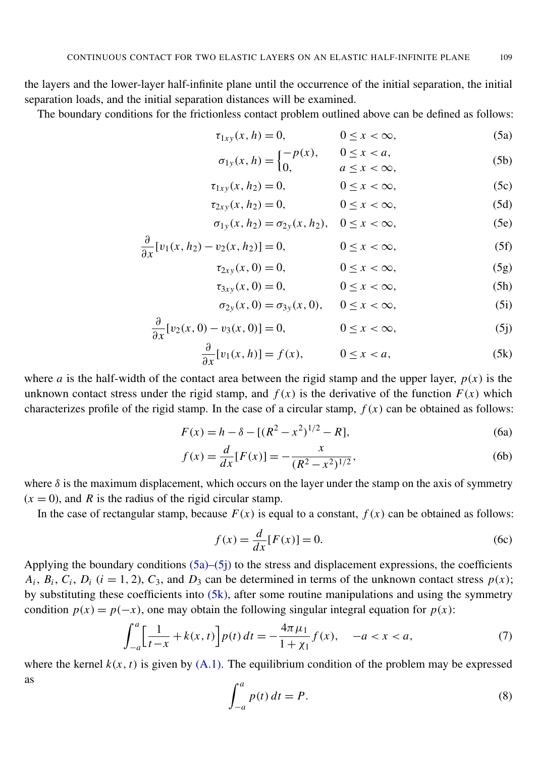the layers and the lower-layer half-infinite plane until the occurrence of the initial separation, the initial separation loads, and the initial separation distances will be examined.

The boundary conditions for the frictionless contact problem outlined above can be defined as follows:

$$\tau_{1xy}(x, h) = 0, \qquad 0 \le x < \infty, \tag{5a}$$

$$\sigma_{1y}(x, h) = \begin{cases} -p(x), & 0 \le x < a, \\ 0, & a \le x < \infty, \end{cases} \tag{5b}$$

$$\tau_{1xy}(x, h_2) = 0, \qquad 0 \le x < \infty, \tag{5c}$$

$$\tau_{2xy}(x, h_2) = 0, \qquad 0 \le x < \infty, \tag{5d}$$

$$\sigma_{1y}(x, h_2) = \sigma_{2y}(x, h_2), \quad 0 \le x < \infty, \tag{5e}$$

$$\frac{\partial}{\partial x}[v_1(x, h_2) - v_2(x, h_2)] = 0, \qquad 0 \le x < \infty, \tag{5f}$$

$$\tau_{2xy}(x, 0) = 0, \qquad 0 \le x < \infty, \tag{5g}$$

$$\tau_{3xy}(x, 0) = 0, \qquad 0 \le x < \infty, \tag{5h}$$

$$\sigma_{2y}(x, 0) = \sigma_{3y}(x, 0), \quad 0 \le x < \infty, \tag{5i}$$

$$\frac{\partial}{\partial x}[v_2(x, 0) - v_3(x, 0)] = 0, \qquad 0 \le x < \infty, \tag{5j}$$

$$\frac{\partial}{\partial x}[v_1(x, h)] = f(x), \qquad 0 \le x < a, \tag{5k}$$

where $a$ is the half-width of the contact area between the rigid stamp and the upper layer, $p(x)$ is the unknown contact stress under the rigid stamp, and $f(x)$ is the derivative of the function $F(x)$ which characterizes profile of the rigid stamp. In the case of a circular stamp, $f(x)$ can be obtained as follows:

$$F(x) = h - \delta - [(R^2 - x^2)^{1/2} - R], \tag{6a}$$

$$f(x) = \frac{d}{dx}[F(x)] = -\frac{x}{(R^2 - x^2)^{1/2}}, \tag{6b}$$

where $\delta$ is the maximum displacement, which occurs on the layer under the stamp on the axis of symmetry ($x = 0$), and $R$ is the radius of the rigid circular stamp.

In the case of rectangular stamp, because $F(x)$ is equal to a constant, $f(x)$ can be obtained as follows:

$$f(x) = \frac{d}{dx}[F(x)] = 0. \tag{6c}$$

Applying the boundary conditions (5a)–(5j) to the stress and displacement expressions, the coefficients $A_i$, $B_i$, $C_i$, $D_i$ ($i = 1, 2$), $C_3$, and $D_3$ can be determined in terms of the unknown contact stress $p(x)$; by substituting these coefficients into (5k), after some routine manipulations and using the symmetry condition $p(x) = p(-x)$, one may obtain the following singular integral equation for $p(x)$:

$$\int_{-a}^{a} \left[\frac{1}{t - x} + k(x, t)\right] p(t)\, dt = -\frac{4\pi\mu_1}{1 + \chi_1} f(x), \quad -a < x < a, \tag{7}$$

where the kernel $k(x, t)$ is given by (A.1). The equilibrium condition of the problem may be expressed as

$$\int_{-a}^{a} p(t)\, dt = P. \tag{8}$$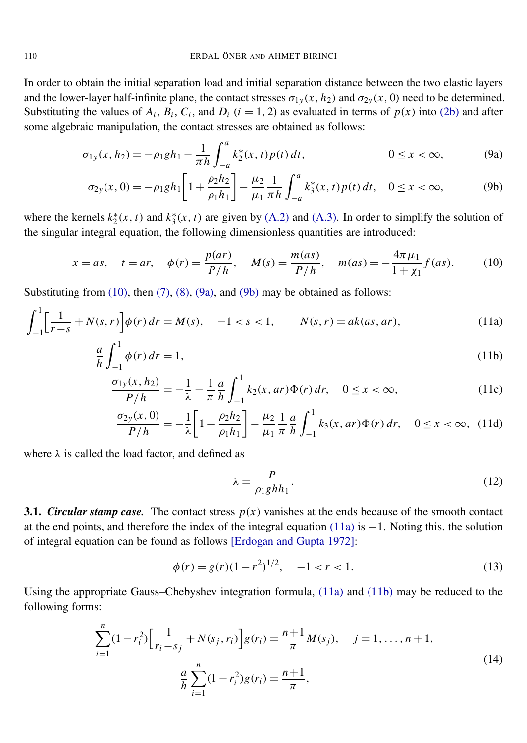In order to obtain the initial separation load and initial separation distance between the two elastic layers and the lower-layer half-infinite plane, the contact stresses $\sigma_{1y}(x, h_2)$ and $\sigma_{2y}(x, 0)$ need to be determined. Substituting the values of $A_i$, $B_i$, $C_i$, and $D_i$ $(i = 1, 2)$ as evaluated in terms of $p(x)$ into (2b) and after some algebraic manipulation, the contact stresses are obtained as follows:

$$\sigma_{1y}(x, h_2) = -\rho_1 g h_1 - \frac{1}{\pi h}\int_{-a}^{a} k_2^*(x, t)\, p(t)\, dt, \qquad 0 \le x < \infty, \tag{9a}$$

$$\sigma_{2y}(x, 0) = -\rho_1 g h_1\left[1 + \frac{\rho_2 h_2}{\rho_1 h_1}\right] - \frac{\mu_2}{\mu_1}\frac{1}{\pi h}\int_{-a}^{a} k_3^*(x, t)\, p(t)\, dt, \quad 0 \le x < \infty, \tag{9b}$$

where the kernels $k_2^*(x, t)$ and $k_3^*(x, t)$ are given by (A.2) and (A.3). In order to simplify the solution of the singular integral equation, the following dimensionless quantities are introduced:

$$x = as, \quad t = ar, \quad \phi(r) = \frac{p(ar)}{P/h}, \quad M(s) = \frac{m(as)}{P/h}, \quad m(as) = -\frac{4\pi\mu_1}{1+\chi_1} f(as). \tag{10}$$

Substituting from (10), then (7), (8), (9a), and (9b) may be obtained as follows:

$$\int_{-1}^{1}\left[\frac{1}{r-s} + N(s, r)\right]\phi(r)\, dr = M(s), \quad -1 < s < 1, \qquad N(s, r) = a k(as, ar), \tag{11a}$$

$$\frac{a}{h}\int_{-1}^{1}\phi(r)\, dr = 1, \tag{11b}$$

$$\frac{\sigma_{1y}(x, h_2)}{P/h} = -\frac{1}{\lambda} - \frac{1}{\pi}\frac{a}{h}\int_{-1}^{1} k_2(x, ar)\Phi(r)\, dr, \quad 0 \le x < \infty, \tag{11c}$$

$$\frac{\sigma_{2y}(x, 0)}{P/h} = -\frac{1}{\lambda}\left[1 + \frac{\rho_2 h_2}{\rho_1 h_1}\right] - \frac{\mu_2}{\mu_1}\frac{1}{\pi}\frac{a}{h}\int_{-1}^{1} k_3(x, ar)\Phi(r)\, dr, \quad 0 \le x < \infty, \tag{11d}$$

where $\lambda$ is called the load factor, and defined as

$$\lambda = \frac{P}{\rho_1 g h h_1}. \tag{12}$$

**3.1.** ***Circular stamp case.*** The contact stress $p(x)$ vanishes at the ends because of the smooth contact at the end points, and therefore the index of the integral equation (11a) is $-1$. Noting this, the solution of integral equation can be found as follows [Erdogan and Gupta 1972]:

$$\phi(r) = g(r)(1 - r^2)^{1/2}, \quad -1 < r < 1. \tag{13}$$

Using the appropriate Gauss–Chebyshev integration formula, (11a) and (11b) may be reduced to the following forms:

$$\sum_{i=1}^{n}(1 - r_i^2)\left[\frac{1}{r_i - s_j} + N(s_j, r_i)\right] g(r_i) = \frac{n+1}{\pi} M(s_j), \quad j = 1, \ldots, n+1,$$

$$\frac{a}{h}\sum_{i=1}^{n}(1 - r_i^2) g(r_i) = \frac{n+1}{\pi}, \tag{14}$$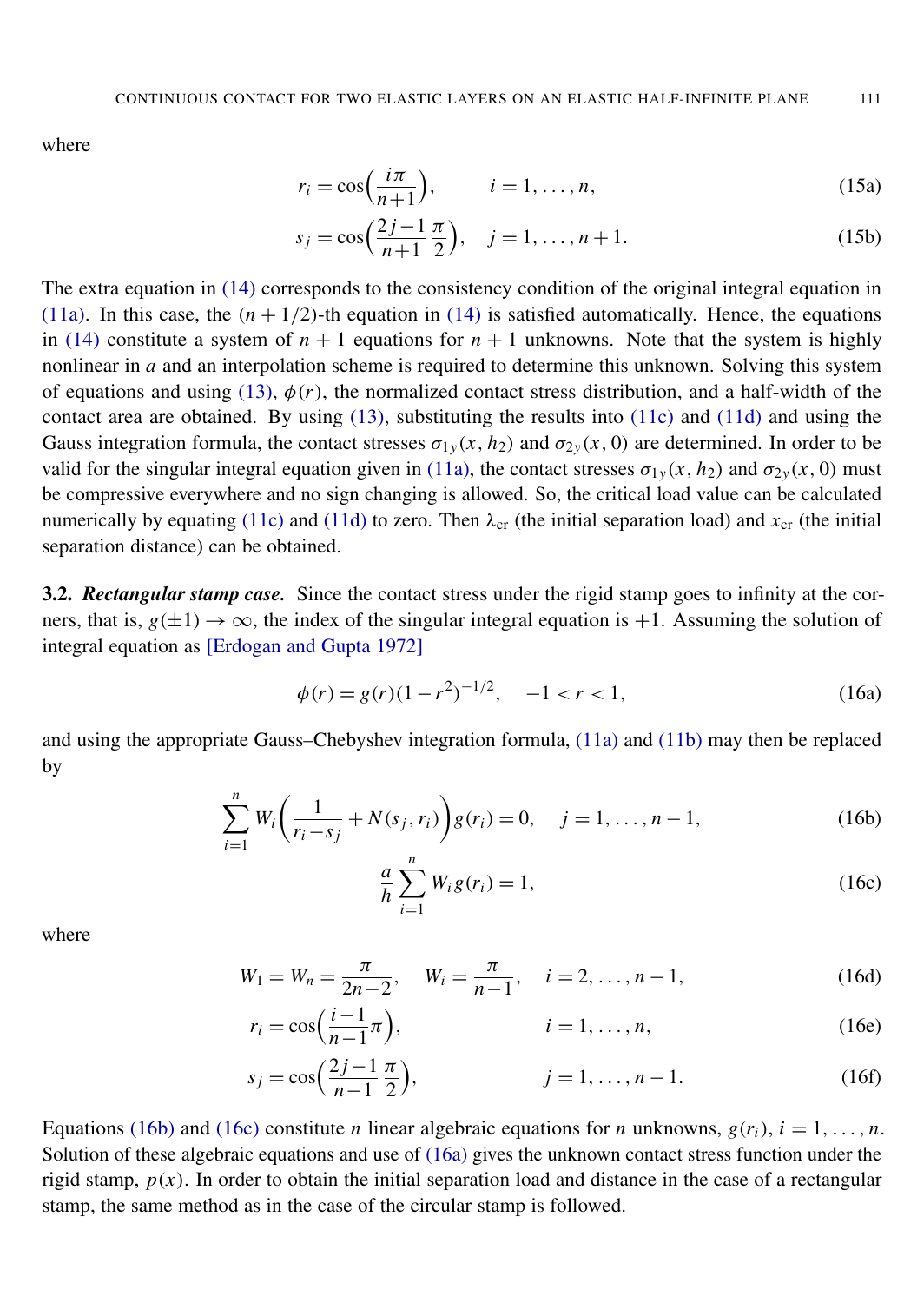where

$$r_i = \cos\Big(\frac{i\pi}{n+1}\Big), \qquad i = 1, \ldots, n, \tag{15a}$$

$$s_j = \cos\Big(\frac{2j-1}{n+1}\,\frac{\pi}{2}\Big), \quad j = 1, \ldots, n+1. \tag{15b}$$

The extra equation in (14) corresponds to the consistency condition of the original integral equation in (11a). In this case, the $(n+1/2)$-th equation in (14) is satisfied automatically. Hence, the equations in (14) constitute a system of $n+1$ equations for $n+1$ unknowns. Note that the system is highly nonlinear in $a$ and an interpolation scheme is required to determine this unknown. Solving this system of equations and using (13), $\phi(r)$, the normalized contact stress distribution, and a half-width of the contact area are obtained. By using (13), substituting the results into (11c) and (11d) and using the Gauss integration formula, the contact stresses $\sigma_{1y}(x, h_2)$ and $\sigma_{2y}(x, 0)$ are determined. In order to be valid for the singular integral equation given in (11a), the contact stresses $\sigma_{1y}(x, h_2)$ and $\sigma_{2y}(x, 0)$ must be compressive everywhere and no sign changing is allowed. So, the critical load value can be calculated numerically by equating (11c) and (11d) to zero. Then $\lambda_{\text{cr}}$ (the initial separation load) and $x_{\text{cr}}$ (the initial separation distance) can be obtained.

**3.2.** ***Rectangular stamp case.*** Since the contact stress under the rigid stamp goes to infinity at the corners, that is, $g(\pm 1) \to \infty$, the index of the singular integral equation is $+1$. Assuming the solution of integral equation as [Erdogan and Gupta 1972]

$$\phi(r) = g(r)(1-r^2)^{-1/2}, \quad -1 < r < 1, \tag{16a}$$

and using the appropriate Gauss–Chebyshev integration formula, (11a) and (11b) may then be replaced by

$$\sum_{i=1}^{n} W_i\Big(\frac{1}{r_i - s_j} + N(s_j, r_i)\Big) g(r_i) = 0, \quad j = 1, \ldots, n-1, \tag{16b}$$

$$\frac{a}{h}\sum_{i=1}^{n} W_i g(r_i) = 1, \tag{16c}$$

where

$$W_1 = W_n = \frac{\pi}{2n-2}, \quad W_i = \frac{\pi}{n-1}, \quad i = 2, \ldots, n-1, \tag{16d}$$

$$r_i = \cos\Big(\frac{i-1}{n-1}\pi\Big), \qquad i = 1, \ldots, n, \tag{16e}$$

$$s_j = \cos\Big(\frac{2j-1}{n-1}\,\frac{\pi}{2}\Big), \qquad j = 1, \ldots, n-1. \tag{16f}$$

Equations (16b) and (16c) constitute $n$ linear algebraic equations for $n$ unknowns, $g(r_i)$, $i = 1, \ldots, n$. Solution of these algebraic equations and use of (16a) gives the unknown contact stress function under the rigid stamp, $p(x)$. In order to obtain the initial separation load and distance in the case of a rectangular stamp, the same method as in the case of the circular stamp is followed.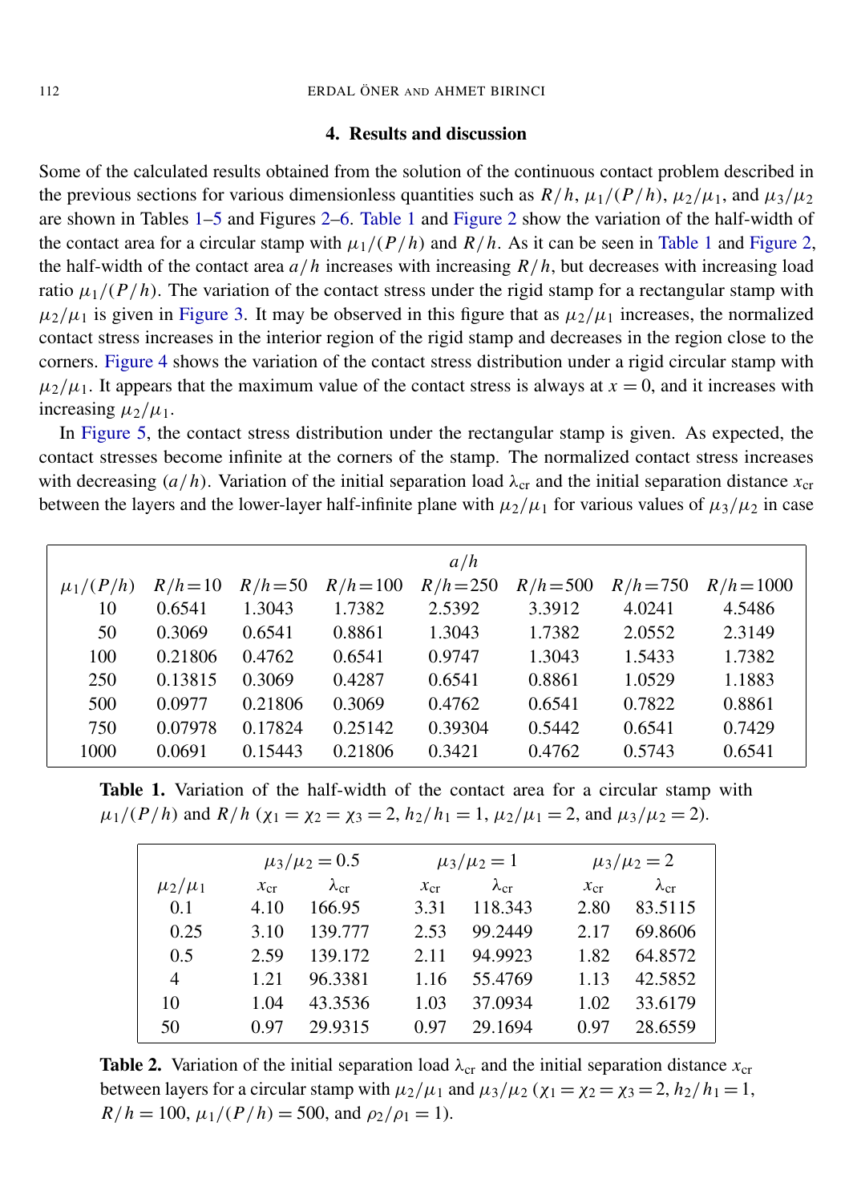## 4. Results and discussion

Some of the calculated results obtained from the solution of the continuous contact problem described in the previous sections for various dimensionless quantities such as $R/h$, $\mu_1/(P/h)$, $\mu_2/\mu_1$, and $\mu_3/\mu_2$ are shown in Tables 1–5 and Figures 2–6. Table 1 and Figure 2 show the variation of the half-width of the contact area for a circular stamp with $\mu_1/(P/h)$ and $R/h$. As it can be seen in Table 1 and Figure 2, the half-width of the contact area $a/h$ increases with increasing $R/h$, but decreases with increasing load ratio $\mu_1/(P/h)$. The variation of the contact stress under the rigid stamp for a rectangular stamp with $\mu_2/\mu_1$ is given in Figure 3. It may be observed in this figure that as $\mu_2/\mu_1$ increases, the normalized contact stress increases in the interior region of the rigid stamp and decreases in the region close to the corners. Figure 4 shows the variation of the contact stress distribution under a rigid circular stamp with $\mu_2/\mu_1$. It appears that the maximum value of the contact stress is always at $x = 0$, and it increases with increasing $\mu_2/\mu_1$.

In Figure 5, the contact stress distribution under the rectangular stamp is given. As expected, the contact stresses become infinite at the corners of the stamp. The normalized contact stress increases with decreasing $(a/h)$. Variation of the initial separation load $\lambda_{cr}$ and the initial separation distance $x_{cr}$ between the layers and the lower-layer half-infinite plane with $\mu_2/\mu_1$ for various values of $\mu_3/\mu_2$ in case

| | $a/h$ | | | | | | |
|---|---|---|---|---|---|---|---|
| $\mu_1/(P/h)$ | $R/h=10$ | $R/h=50$ | $R/h=100$ | $R/h=250$ | $R/h=500$ | $R/h=750$ | $R/h=1000$ |
| 10 | 0.6541 | 1.3043 | 1.7382 | 2.5392 | 3.3912 | 4.0241 | 4.5486 |
| 50 | 0.3069 | 0.6541 | 0.8861 | 1.3043 | 1.7382 | 2.0552 | 2.3149 |
| 100 | 0.21806 | 0.4762 | 0.6541 | 0.9747 | 1.3043 | 1.5433 | 1.7382 |
| 250 | 0.13815 | 0.3069 | 0.4287 | 0.6541 | 0.8861 | 1.0529 | 1.1883 |
| 500 | 0.0977 | 0.21806 | 0.3069 | 0.4762 | 0.6541 | 0.7822 | 0.8861 |
| 750 | 0.07978 | 0.17824 | 0.25142 | 0.39304 | 0.5442 | 0.6541 | 0.7429 |
| 1000 | 0.0691 | 0.15443 | 0.21806 | 0.3421 | 0.4762 | 0.5743 | 0.6541 |

**Table 1.** Variation of the half-width of the contact area for a circular stamp with $\mu_1/(P/h)$ and $R/h$ ($\chi_1 = \chi_2 = \chi_3 = 2$, $h_2/h_1 = 1$, $\mu_2/\mu_1 = 2$, and $\mu_3/\mu_2 = 2$).

| | $\mu_3/\mu_2 = 0.5$ | | $\mu_3/\mu_2 = 1$ | | $\mu_3/\mu_2 = 2$ | |
|---|---|---|---|---|---|---|
| $\mu_2/\mu_1$ | $x_{cr}$ | $\lambda_{cr}$ | $x_{cr}$ | $\lambda_{cr}$ | $x_{cr}$ | $\lambda_{cr}$ |
| 0.1 | 4.10 | 166.95 | 3.31 | 118.343 | 2.80 | 83.5115 |
| 0.25 | 3.10 | 139.777 | 2.53 | 99.2449 | 2.17 | 69.8606 |
| 0.5 | 2.59 | 139.172 | 2.11 | 94.9923 | 1.82 | 64.8572 |
| 4 | 1.21 | 96.3381 | 1.16 | 55.4769 | 1.13 | 42.5852 |
| 10 | 1.04 | 43.3536 | 1.03 | 37.0934 | 1.02 | 33.6179 |
| 50 | 0.97 | 29.9315 | 0.97 | 29.1694 | 0.97 | 28.6559 |

**Table 2.** Variation of the initial separation load $\lambda_{cr}$ and the initial separation distance $x_{cr}$ between layers for a circular stamp with $\mu_2/\mu_1$ and $\mu_3/\mu_2$ ($\chi_1 = \chi_2 = \chi_3 = 2$, $h_2/h_1 = 1$, $R/h = 100$, $\mu_1/(P/h) = 500$, and $\rho_2/\rho_1 = 1$).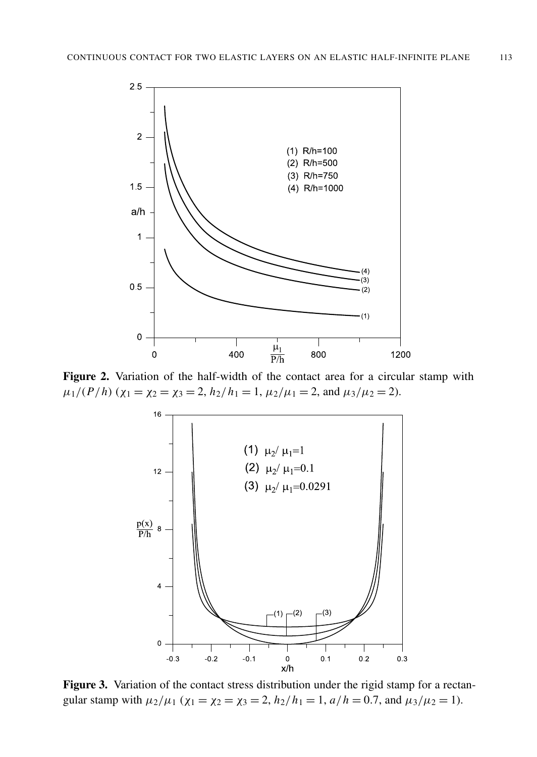**Figure 2.** Variation of the half-width of the contact area for a circular stamp with $\mu_1/(P/h)$ ($\chi_1 = \chi_2 = \chi_3 = 2$, $h_2/h_1 = 1$, $\mu_2/\mu_1 = 2$, and $\mu_3/\mu_2 = 2$).

**Figure 3.** Variation of the contact stress distribution under the rigid stamp for a rectangular stamp with $\mu_2/\mu_1$ ($\chi_1 = \chi_2 = \chi_3 = 2$, $h_2/h_1 = 1$, $a/h = 0.7$, and $\mu_3/\mu_2 = 1$).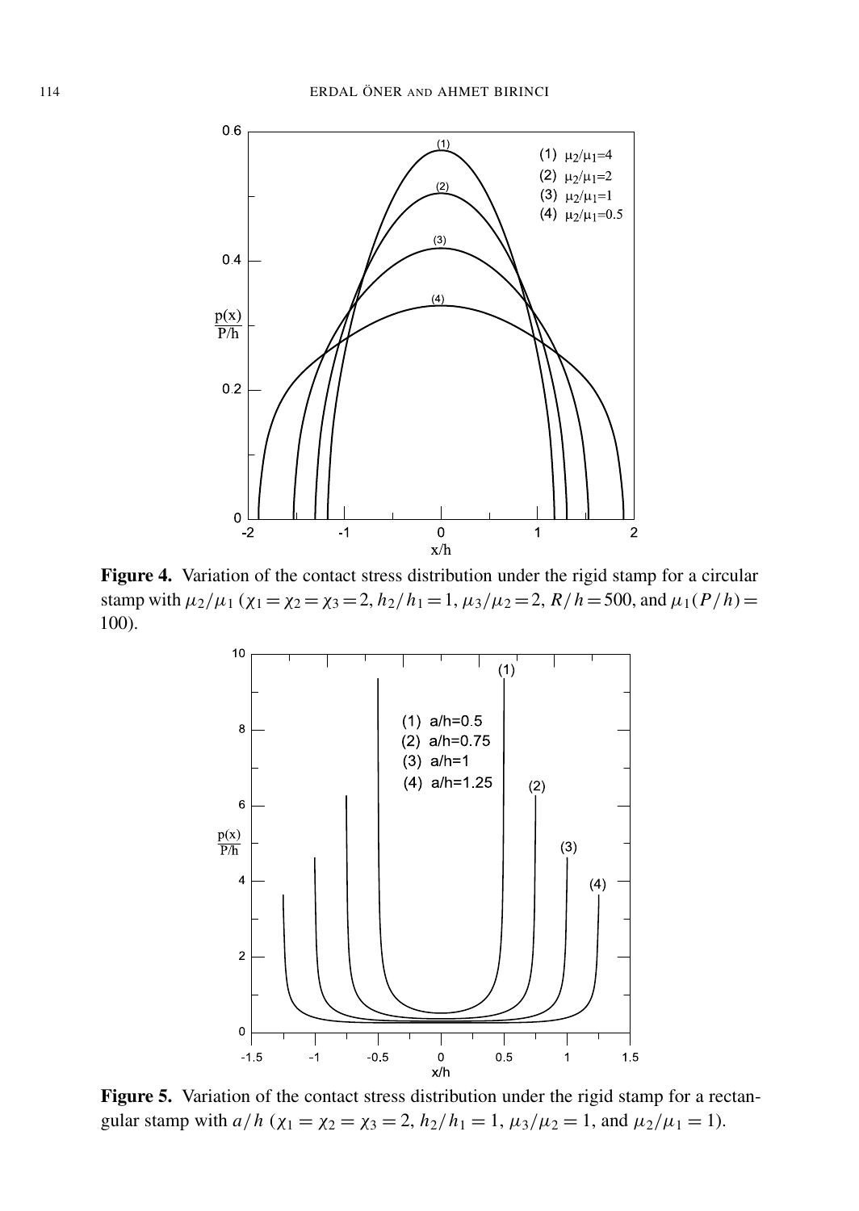**Figure 4.** Variation of the contact stress distribution under the rigid stamp for a circular stamp with $\mu_2/\mu_1$ ($\chi_1 = \chi_2 = \chi_3 = 2$, $h_2/h_1 = 1$, $\mu_3/\mu_2 = 2$, $R/h = 500$, and $\mu_1(P/h) = 100$).

**Figure 5.** Variation of the contact stress distribution under the rigid stamp for a rectangular stamp with $a/h$ ($\chi_1 = \chi_2 = \chi_3 = 2$, $h_2/h_1 = 1$, $\mu_3/\mu_2 = 1$, and $\mu_2/\mu_1 = 1$).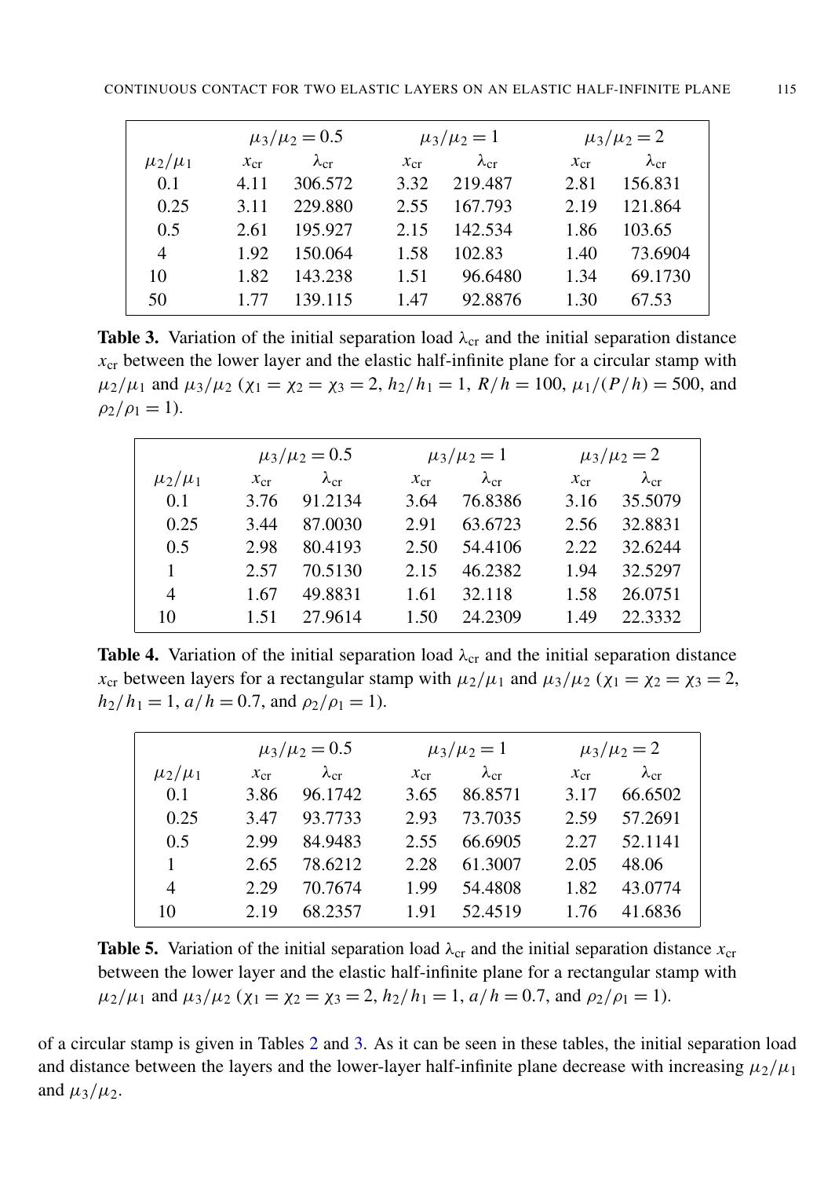| | $\mu_3/\mu_2 = 0.5$ | | $\mu_3/\mu_2 = 1$ | | $\mu_3/\mu_2 = 2$ | |
|---|---|---|---|---|---|---|
| $\mu_2/\mu_1$ | $x_{cr}$ | $\lambda_{cr}$ | $x_{cr}$ | $\lambda_{cr}$ | $x_{cr}$ | $\lambda_{cr}$ |
| 0.1 | 4.11 | 306.572 | 3.32 | 219.487 | 2.81 | 156.831 |
| 0.25 | 3.11 | 229.880 | 2.55 | 167.793 | 2.19 | 121.864 |
| 0.5 | 2.61 | 195.927 | 2.15 | 142.534 | 1.86 | 103.65 |
| 4 | 1.92 | 150.064 | 1.58 | 102.83 | 1.40 | 73.6904 |
| 10 | 1.82 | 143.238 | 1.51 | 96.6480 | 1.34 | 69.1730 |
| 50 | 1.77 | 139.115 | 1.47 | 92.8876 | 1.30 | 67.53 |

**Table 3.** Variation of the initial separation load $\lambda_{cr}$ and the initial separation distance $x_{cr}$ between the lower layer and the elastic half-infinite plane for a circular stamp with $\mu_2/\mu_1$ and $\mu_3/\mu_2$ ($\chi_1 = \chi_2 = \chi_3 = 2$, $h_2/h_1 = 1$, $R/h = 100$, $\mu_1/(P/h) = 500$, and $\rho_2/\rho_1 = 1$).

| | $\mu_3/\mu_2 = 0.5$ | | $\mu_3/\mu_2 = 1$ | | $\mu_3/\mu_2 = 2$ | |
|---|---|---|---|---|---|---|
| $\mu_2/\mu_1$ | $x_{cr}$ | $\lambda_{cr}$ | $x_{cr}$ | $\lambda_{cr}$ | $x_{cr}$ | $\lambda_{cr}$ |
| 0.1 | 3.76 | 91.2134 | 3.64 | 76.8386 | 3.16 | 35.5079 |
| 0.25 | 3.44 | 87.0030 | 2.91 | 63.6723 | 2.56 | 32.8831 |
| 0.5 | 2.98 | 80.4193 | 2.50 | 54.4106 | 2.22 | 32.6244 |
| 1 | 2.57 | 70.5130 | 2.15 | 46.2382 | 1.94 | 32.5297 |
| 4 | 1.67 | 49.8831 | 1.61 | 32.118 | 1.58 | 26.0751 |
| 10 | 1.51 | 27.9614 | 1.50 | 24.2309 | 1.49 | 22.3332 |

**Table 4.** Variation of the initial separation load $\lambda_{cr}$ and the initial separation distance $x_{cr}$ between layers for a rectangular stamp with $\mu_2/\mu_1$ and $\mu_3/\mu_2$ ($\chi_1 = \chi_2 = \chi_3 = 2$, $h_2/h_1 = 1$, $a/h = 0.7$, and $\rho_2/\rho_1 = 1$).

| | $\mu_3/\mu_2 = 0.5$ | | $\mu_3/\mu_2 = 1$ | | $\mu_3/\mu_2 = 2$ | |
|---|---|---|---|---|---|---|
| $\mu_2/\mu_1$ | $x_{cr}$ | $\lambda_{cr}$ | $x_{cr}$ | $\lambda_{cr}$ | $x_{cr}$ | $\lambda_{cr}$ |
| 0.1 | 3.86 | 96.1742 | 3.65 | 86.8571 | 3.17 | 66.6502 |
| 0.25 | 3.47 | 93.7733 | 2.93 | 73.7035 | 2.59 | 57.2691 |
| 0.5 | 2.99 | 84.9483 | 2.55 | 66.6905 | 2.27 | 52.1141 |
| 1 | 2.65 | 78.6212 | 2.28 | 61.3007 | 2.05 | 48.06 |
| 4 | 2.29 | 70.7674 | 1.99 | 54.4808 | 1.82 | 43.0774 |
| 10 | 2.19 | 68.2357 | 1.91 | 52.4519 | 1.76 | 41.6836 |

**Table 5.** Variation of the initial separation load $\lambda_{cr}$ and the initial separation distance $x_{cr}$ between the lower layer and the elastic half-infinite plane for a rectangular stamp with $\mu_2/\mu_1$ and $\mu_3/\mu_2$ ($\chi_1 = \chi_2 = \chi_3 = 2$, $h_2/h_1 = 1$, $a/h = 0.7$, and $\rho_2/\rho_1 = 1$).

of a circular stamp is given in Tables 2 and 3. As it can be seen in these tables, the initial separation load and distance between the layers and the lower-layer half-infinite plane decrease with increasing $\mu_2/\mu_1$ and $\mu_3/\mu_2$.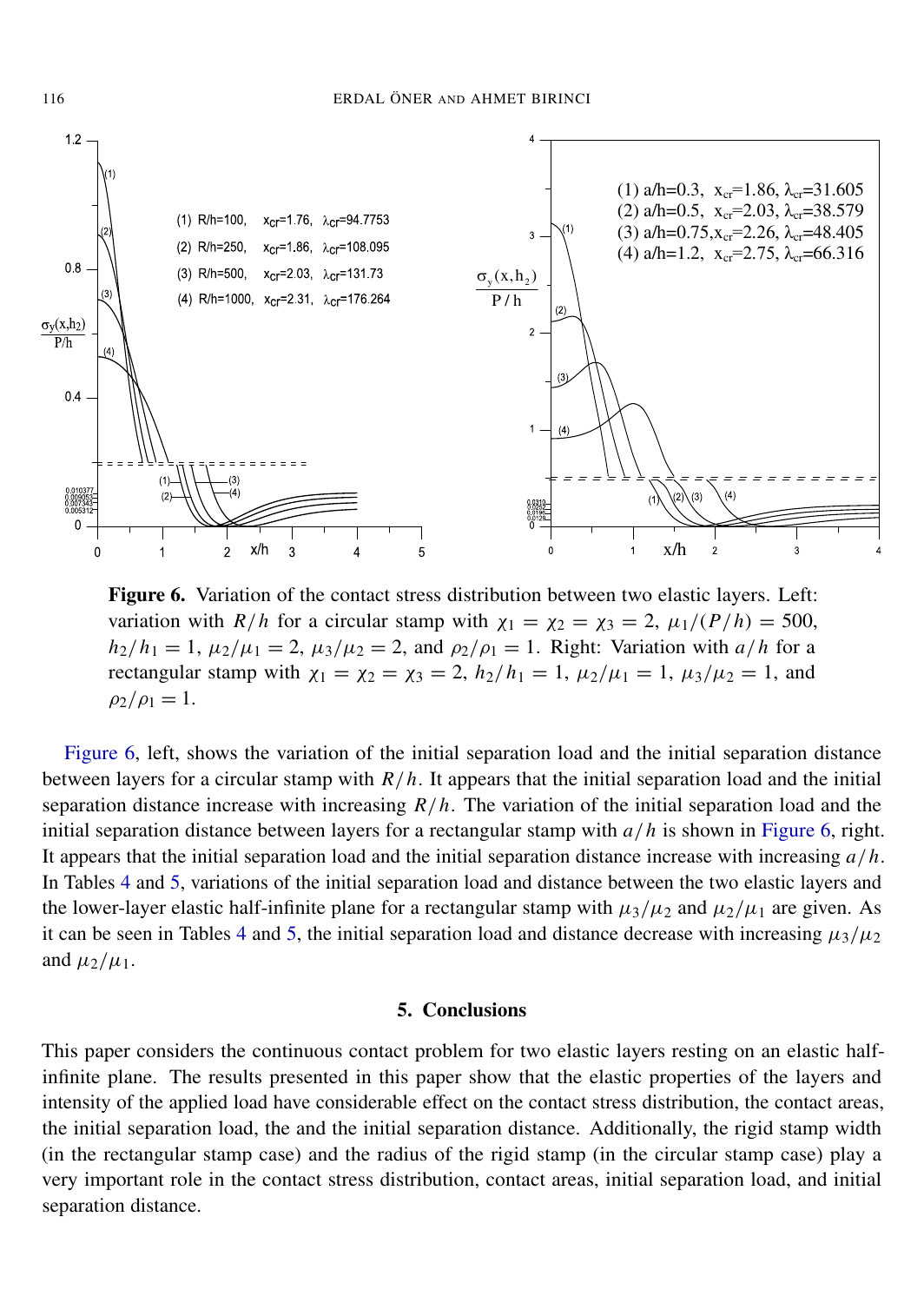**Figure 6.** Variation of the contact stress distribution between two elastic layers. Left: variation with $R/h$ for a circular stamp with $\chi_1 = \chi_2 = \chi_3 = 2$, $\mu_1/(P/h) = 500$, $h_2/h_1 = 1$, $\mu_2/\mu_1 = 2$, $\mu_3/\mu_2 = 2$, and $\rho_2/\rho_1 = 1$. Right: Variation with $a/h$ for a rectangular stamp with $\chi_1 = \chi_2 = \chi_3 = 2$, $h_2/h_1 = 1$, $\mu_2/\mu_1 = 1$, $\mu_3/\mu_2 = 1$, and $\rho_2/\rho_1 = 1$.

Figure 6, left, shows the variation of the initial separation load and the initial separation distance between layers for a circular stamp with $R/h$. It appears that the initial separation load and the initial separation distance increase with increasing $R/h$. The variation of the initial separation load and the initial separation distance between layers for a rectangular stamp with $a/h$ is shown in Figure 6, right. It appears that the initial separation load and the initial separation distance increase with increasing $a/h$. In Tables 4 and 5, variations of the initial separation load and distance between the two elastic layers and the lower-layer elastic half-infinite plane for a rectangular stamp with $\mu_3/\mu_2$ and $\mu_2/\mu_1$ are given. As it can be seen in Tables 4 and 5, the initial separation load and distance decrease with increasing $\mu_3/\mu_2$ and $\mu_2/\mu_1$.

## 5. Conclusions

This paper considers the continuous contact problem for two elastic layers resting on an elastic half-infinite plane. The results presented in this paper show that the elastic properties of the layers and intensity of the applied load have considerable effect on the contact stress distribution, the contact areas, the initial separation load, the and the initial separation distance. Additionally, the rigid stamp width (in the rectangular stamp case) and the radius of the rigid stamp (in the circular stamp case) play a very important role in the contact stress distribution, contact areas, initial separation load, and initial separation distance.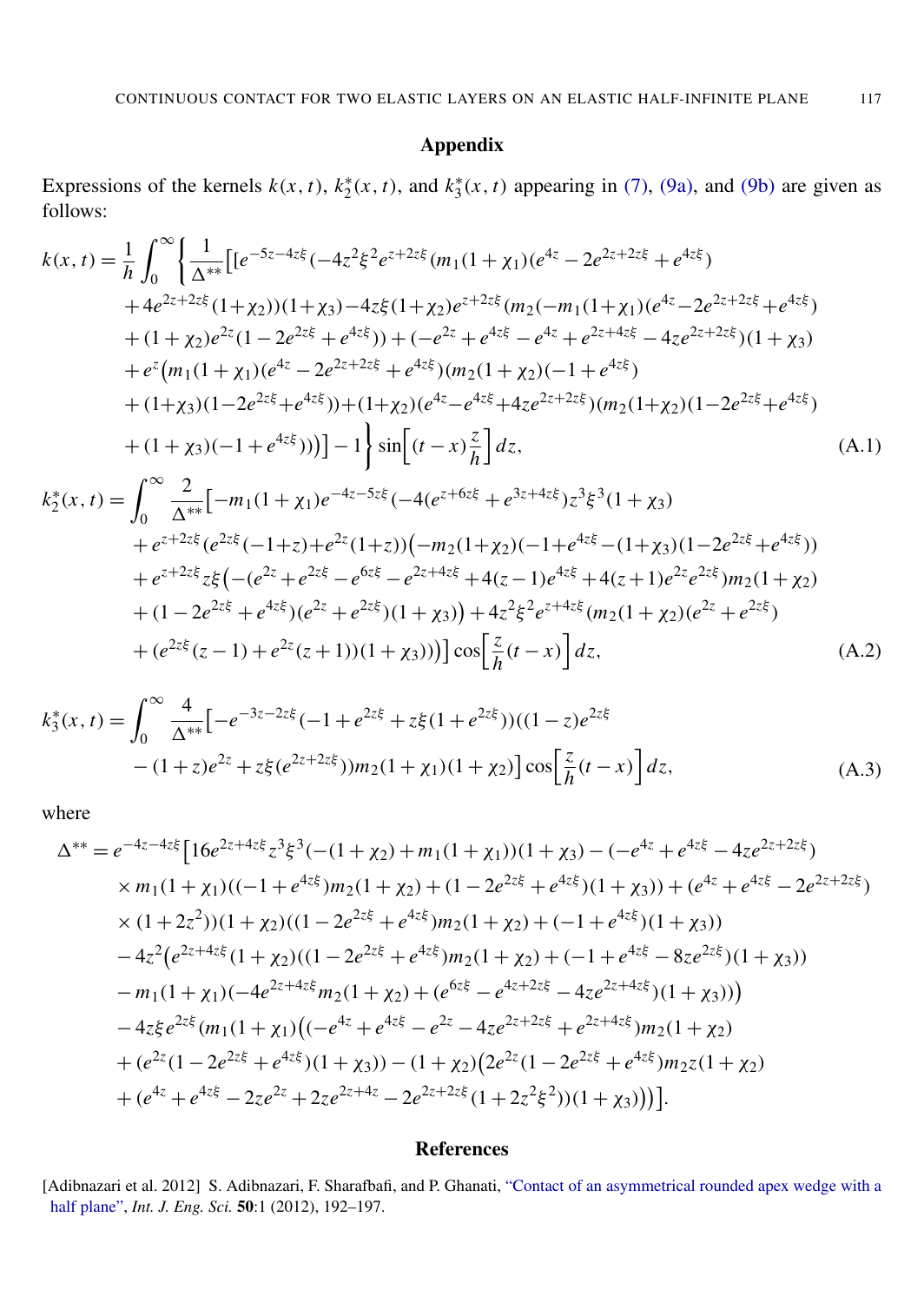## Appendix

Expressions of the kernels $k(x,t)$, $k_2^*(x,t)$, and $k_3^*(x,t)$ appearing in (7), (9a), and (9b) are given as follows:

$$
\begin{aligned}
k(x,t) = \frac{1}{h}\int_0^\infty \Bigg\{ & \frac{1}{\Delta^{**}}\big[[e^{-5z-4z\xi}(-4z^2\xi^2 e^{z+2z\xi}(m_1(1+\chi_1)(e^{4z}-2e^{2z+2z\xi}+e^{4z\xi}) \\
&+4e^{2z+2z\xi}(1+\chi_2))(1+\chi_3)-4z\xi(1+\chi_2)e^{z+2z\xi}(m_2(-m_1(1+\chi_1)(e^{4z}-2e^{2z+2z\xi}+e^{4z\xi}) \\
&+(1+\chi_2)e^{2z}(1-2e^{2z\xi}+e^{4z\xi}))+(-e^{2z}+e^{4z\xi}-e^{4z}+e^{2z+4z\xi}-4ze^{2z+2z\xi})(1+\chi_3) \\
&+e^{z}\big(m_1(1+\chi_1)(e^{4z}-2e^{2z+2z\xi}+e^{4z\xi})(m_2(1+\chi_2)(-1+e^{4z\xi}) \\
&+(1+\chi_3)(1-2e^{2z\xi}+e^{4z\xi}))+(1+\chi_2)(e^{4z}-e^{4z\xi}+4ze^{2z+2z\xi})(m_2(1+\chi_2)(1-2e^{2z\xi}+e^{4z\xi}) \\
&+(1+\chi_3)(-1+e^{4z\xi}))\big)\big]-1\Bigg\}\sin\Big[(t-x)\frac{z}{h}\Big]\,dz, \qquad \text{(A.1)}
\end{aligned}
$$

$$
\begin{aligned}
k_2^*(x,t) = \int_0^\infty & \frac{2}{\Delta^{**}}\big[-m_1(1+\chi_1)e^{-4z-5z\xi}(-4(e^{z+6z\xi}+e^{3z+4z\xi})z^3\xi^3(1+\chi_3) \\
&+e^{z+2z\xi}(e^{2z\xi}(-1+z)+e^{2z}(1+z))\big(-m_2(1+\chi_2)(-1+e^{4z\xi}-(1+\chi_3)(1-2e^{2z\xi}+e^{4z\xi})) \\
&+e^{z+2z\xi}z\xi\big(-(e^{2z}+e^{2z\xi}-e^{6z\xi}-e^{2z+4z\xi}+4(z-1)e^{4z\xi}+4(z+1)e^{2z}e^{2z\xi})m_2(1+\chi_2) \\
&+(1-2e^{2z\xi}+e^{4z\xi})(e^{2z}+e^{2z\xi})(1+\chi_3)\big)+4z^2\xi^2e^{z+4z\xi}(m_2(1+\chi_2)(e^{2z}+e^{2z\xi}) \\
&+(e^{2z\xi}(z-1)+e^{2z}(z+1))(1+\chi_3)))\big]\cos\Big[\frac{z}{h}(t-x)\Big]\,dz, \qquad \text{(A.2)}
\end{aligned}
$$

$$
\begin{aligned}
k_3^*(x,t) = \int_0^\infty & \frac{4}{\Delta^{**}}\big[-e^{-3z-2z\xi}(-1+e^{2z\xi}+z\xi(1+e^{2z\xi}))((1-z)e^{2z\xi} \\
&-(1+z)e^{2z}+z\xi(e^{2z+2z\xi}))m_2(1+\chi_1)(1+\chi_2)\big]\cos\Big[\frac{z}{h}(t-x)\Big]\,dz, \qquad \text{(A.3)}
\end{aligned}
$$

where

$$
\begin{aligned}
\Delta^{**} = e^{-4z-4z\xi}\big[ & 16e^{2z+4z\xi}z^3\xi^3(-(1+\chi_2)+m_1(1+\chi_1))(1+\chi_3)-(-e^{4z}+e^{4z\xi}-4ze^{2z+2z\xi}) \\
&\times m_1(1+\chi_1)((-1+e^{4z\xi})m_2(1+\chi_2)+(1-2e^{2z\xi}+e^{4z\xi})(1+\chi_3))+(e^{4z}+e^{4z\xi}-2e^{2z+2z\xi} \\
&\times(1+2z^2))(1+\chi_2)((1-2e^{2z\xi}+e^{4z\xi})m_2(1+\chi_2)+(-1+e^{4z\xi})(1+\chi_3)) \\
&-4z^2\big(e^{2z+4z\xi}(1+\chi_2)((1-2e^{2z\xi}+e^{4z\xi})m_2(1+\chi_2)+(-1+e^{4z\xi}-8ze^{2z\xi})(1+\chi_3)) \\
&-m_1(1+\chi_1)(-4e^{2z+4z\xi}m_2(1+\chi_2)+(e^{6z\xi}-e^{4z+2z\xi}-4ze^{2z+4z\xi})(1+\chi_3))\big) \\
&-4z\xi e^{2z\xi}(m_1(1+\chi_1)\big((-e^{4z}+e^{4z\xi}-e^{2z}-4ze^{2z+2z\xi}+e^{2z+4z\xi})m_2(1+\chi_2) \\
&+(e^{2z}(1-2e^{2z\xi}+e^{4z\xi})(1+\chi_3))-(1+\chi_2)\big(2e^{2z}(1-2e^{2z\xi}+e^{4z\xi})m_2z(1+\chi_2) \\
&+(e^{4z}+e^{4z\xi}-2ze^{2z}+2ze^{2z+4z}-2e^{2z+2z\xi}(1+2z^2\xi^2))(1+\chi_3)\big)\big)\big].
\end{aligned}
$$

## References

[Adibnazari et al. 2012] S. Adibnazari, F. Sharafbafi, and P. Ghanati, "Contact of an asymmetrical rounded apex wedge with a half plane", *Int. J. Eng. Sci.* **50**:1 (2012), 192–197.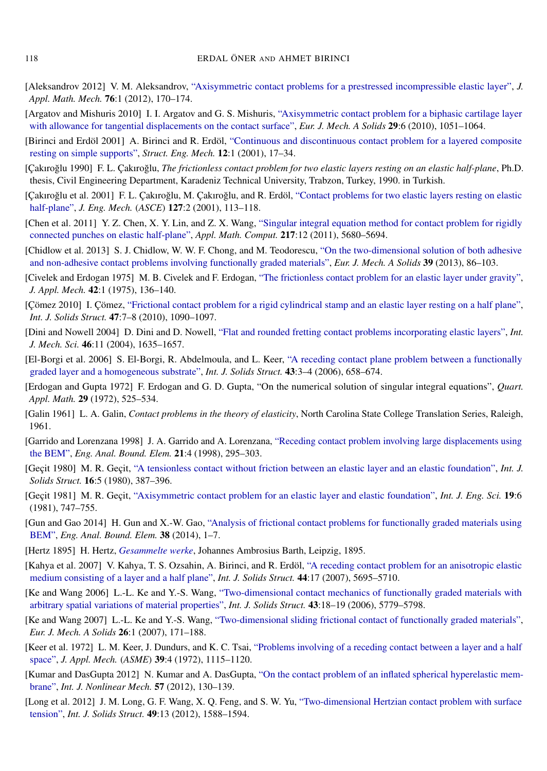[Aleksandrov 2012] V. M. Aleksandrov, "Axisymmetric contact problems for a prestressed incompressible elastic layer", *J. Appl. Math. Mech.* **76**:1 (2012), 170–174.

[Argatov and Mishuris 2010] I. I. Argatov and G. S. Mishuris, "Axisymmetric contact problem for a biphasic cartilage layer with allowance for tangential displacements on the contact surface", *Eur. J. Mech. A Solids* **29**:6 (2010), 1051–1064.

[Birinci and Erdöl 2001] A. Birinci and R. Erdöl, "Continuous and discontinuous contact problem for a layered composite resting on simple supports", *Struct. Eng. Mech.* **12**:1 (2001), 17–34.

[Çakıroğlu 1990] F. L. Çakıroğlu, *The frictionless contact problem for two elastic layers resting on an elastic half-plane*, Ph.D. thesis, Civil Engineering Department, Karadeniz Technical University, Trabzon, Turkey, 1990. in Turkish.

[Çakıroğlu et al. 2001] F. L. Çakıroğlu, M. Çakıroğlu, and R. Erdöl, "Contact problems for two elastic layers resting on elastic half-plane", *J. Eng. Mech.* (*ASCE*) **127**:2 (2001), 113–118.

[Chen et al. 2011] Y. Z. Chen, X. Y. Lin, and Z. X. Wang, "Singular integral equation method for contact problem for rigidly connected punches on elastic half-plane", *Appl. Math. Comput.* **217**:12 (2011), 5680–5694.

[Chidlow et al. 2013] S. J. Chidlow, W. W. F. Chong, and M. Teodorescu, "On the two-dimensional solution of both adhesive and non-adhesive contact problems involving functionally graded materials", *Eur. J. Mech. A Solids* **39** (2013), 86–103.

[Civelek and Erdogan 1975] M. B. Civelek and F. Erdogan, "The frictionless contact problem for an elastic layer under gravity", *J. Appl. Mech.* **42**:1 (1975), 136–140.

[Çömez 2010] I. Çömez, "Frictional contact problem for a rigid cylindrical stamp and an elastic layer resting on a half plane", *Int. J. Solids Struct.* **47**:7–8 (2010), 1090–1097.

[Dini and Nowell 2004] D. Dini and D. Nowell, "Flat and rounded fretting contact problems incorporating elastic layers", *Int. J. Mech. Sci.* **46**:11 (2004), 1635–1657.

[El-Borgi et al. 2006] S. El-Borgi, R. Abdelmoula, and L. Keer, "A receding contact plane problem between a functionally graded layer and a homogeneous substrate", *Int. J. Solids Struct.* **43**:3–4 (2006), 658–674.

[Erdogan and Gupta 1972] F. Erdogan and G. D. Gupta, "On the numerical solution of singular integral equations", *Quart. Appl. Math.* **29** (1972), 525–534.

[Galin 1961] L. A. Galin, *Contact problems in the theory of elasticity*, North Carolina State College Translation Series, Raleigh, 1961.

[Garrido and Lorenzana 1998] J. A. Garrido and A. Lorenzana, "Receding contact problem involving large displacements using the BEM", *Eng. Anal. Bound. Elem.* **21**:4 (1998), 295–303.

[Geçit 1980] M. R. Geçit, "A tensionless contact without friction between an elastic layer and an elastic foundation", *Int. J. Solids Struct.* **16**:5 (1980), 387–396.

[Geçit 1981] M. R. Geçit, "Axisymmetric contact problem for an elastic layer and elastic foundation", *Int. J. Eng. Sci.* **19**:6 (1981), 747–755.

[Gun and Gao 2014] H. Gun and X.-W. Gao, "Analysis of frictional contact problems for functionally graded materials using BEM", *Eng. Anal. Bound. Elem.* **38** (2014), 1–7.

[Hertz 1895] H. Hertz, *Gesammelte werke*, Johannes Ambrosius Barth, Leipzig, 1895.

[Kahya et al. 2007] V. Kahya, T. S. Ozsahin, A. Birinci, and R. Erdöl, "A receding contact problem for an anisotropic elastic medium consisting of a layer and a half plane", *Int. J. Solids Struct.* **44**:17 (2007), 5695–5710.

[Ke and Wang 2006] L.-L. Ke and Y.-S. Wang, "Two-dimensional contact mechanics of functionally graded materials with arbitrary spatial variations of material properties", *Int. J. Solids Struct.* **43**:18–19 (2006), 5779–5798.

[Ke and Wang 2007] L.-L. Ke and Y.-S. Wang, "Two-dimensional sliding frictional contact of functionally graded materials", *Eur. J. Mech. A Solids* **26**:1 (2007), 171–188.

[Keer et al. 1972] L. M. Keer, J. Dundurs, and K. C. Tsai, "Problems involving of a receding contact between a layer and a half space", *J. Appl. Mech.* (*ASME*) **39**:4 (1972), 1115–1120.

[Kumar and DasGupta 2012] N. Kumar and A. DasGupta, "On the contact problem of an inflated spherical hyperelastic membrane", *Int. J. Nonlinear Mech.* **57** (2012), 130–139.

[Long et al. 2012] J. M. Long, G. F. Wang, X. Q. Feng, and S. W. Yu, "Two-dimensional Hertzian contact problem with surface tension", *Int. J. Solids Struct.* **49**:13 (2012), 1588–1594.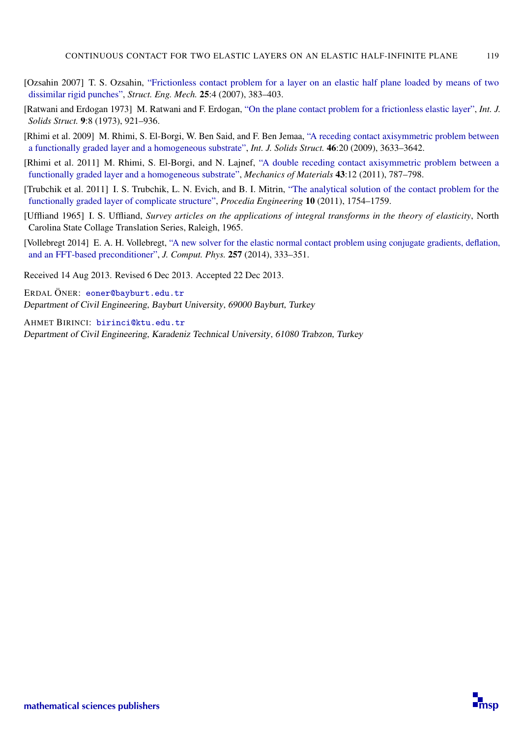[Ozsahin 2007] T. S. Ozsahin, "Frictionless contact problem for a layer on an elastic half plane loaded by means of two dissimilar rigid punches", *Struct. Eng. Mech.* **25**:4 (2007), 383–403.

[Ratwani and Erdogan 1973] M. Ratwani and F. Erdogan, "On the plane contact problem for a frictionless elastic layer", *Int. J. Solids Struct.* **9**:8 (1973), 921–936.

[Rhimi et al. 2009] M. Rhimi, S. El-Borgi, W. Ben Said, and F. Ben Jemaa, "A receding contact axisymmetric problem between a functionally graded layer and a homogeneous substrate", *Int. J. Solids Struct.* **46**:20 (2009), 3633–3642.

[Rhimi et al. 2011] M. Rhimi, S. El-Borgi, and N. Lajnef, "A double receding contact axisymmetric problem between a functionally graded layer and a homogeneous substrate", *Mechanics of Materials* **43**:12 (2011), 787–798.

[Trubchik et al. 2011] I. S. Trubchik, L. N. Evich, and B. I. Mitrin, "The analytical solution of the contact problem for the functionally graded layer of complicate structure", *Procedia Engineering* **10** (2011), 1754–1759.

[Uffliand 1965] I. S. Uffliand, *Survey articles on the applications of integral transforms in the theory of elasticity*, North Carolina State Collage Translation Series, Raleigh, 1965.

[Vollebregt 2014] E. A. H. Vollebregt, "A new solver for the elastic normal contact problem using conjugate gradients, deflation, and an FFT-based preconditioner", *J. Comput. Phys.* **257** (2014), 333–351.

Received 14 Aug 2013. Revised 6 Dec 2013. Accepted 22 Dec 2013.

ERDAL ÖNER: eoner@bayburt.edu.tr
*Department of Civil Engineering, Bayburt University, 69000 Bayburt, Turkey*

AHMET BIRINCI: birinci@ktu.edu.tr
*Department of Civil Engineering, Karadeniz Technical University, 61080 Trabzon, Turkey*

mathematical sciences publishers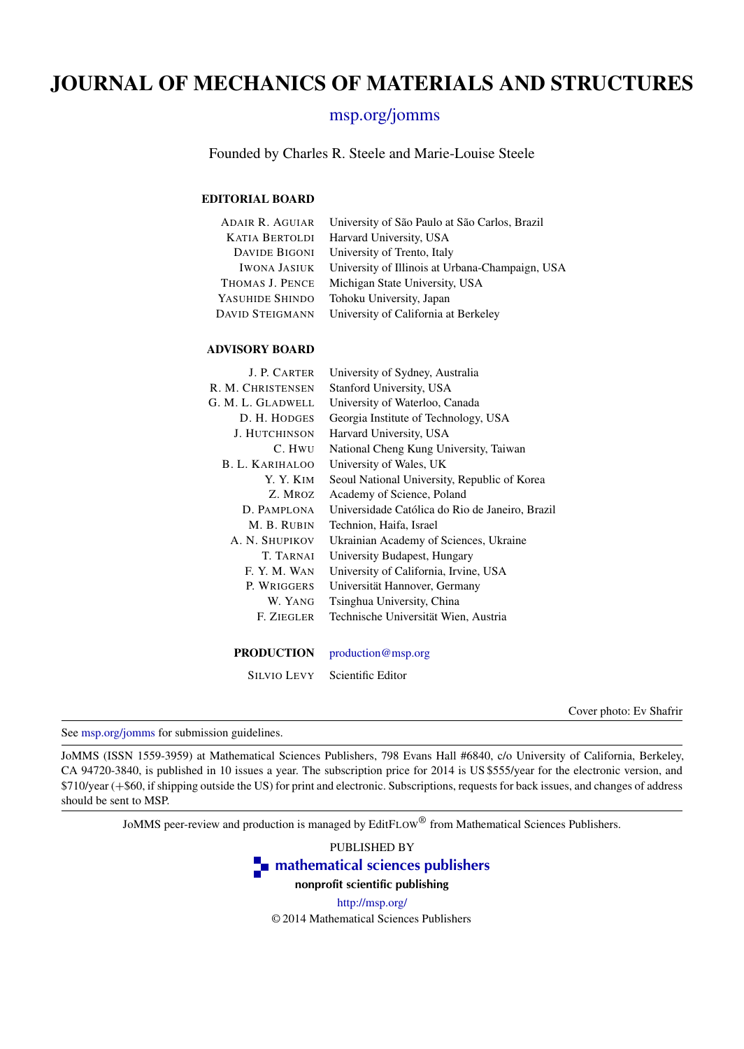# JOURNAL OF MECHANICS OF MATERIALS AND STRUCTURES

msp.org/jomms

Founded by Charles R. Steele and Marie-Louise Steele

### EDITORIAL BOARD

| | |
|---|---|
| ADAIR R. AGUIAR | University of São Paulo at São Carlos, Brazil |
| KATIA BERTOLDI | Harvard University, USA |
| DAVIDE BIGONI | University of Trento, Italy |
| IWONA JASIUK | University of Illinois at Urbana-Champaign, USA |
| THOMAS J. PENCE | Michigan State University, USA |
| YASUHIDE SHINDO | Tohoku University, Japan |
| DAVID STEIGMANN | University of California at Berkeley |

### ADVISORY BOARD

| | |
|---|---|
| J. P. CARTER | University of Sydney, Australia |
| R. M. CHRISTENSEN | Stanford University, USA |
| G. M. L. GLADWELL | University of Waterloo, Canada |
| D. H. HODGES | Georgia Institute of Technology, USA |
| J. HUTCHINSON | Harvard University, USA |
| C. HWU | National Cheng Kung University, Taiwan |
| B. L. KARIHALOO | University of Wales, UK |
| Y. Y. KIM | Seoul National University, Republic of Korea |
| Z. MROZ | Academy of Science, Poland |
| D. PAMPLONA | Universidade Católica do Rio de Janeiro, Brazil |
| M. B. RUBIN | Technion, Haifa, Israel |
| A. N. SHUPIKOV | Ukrainian Academy of Sciences, Ukraine |
| T. TARNAI | University Budapest, Hungary |
| F. Y. M. WAN | University of California, Irvine, USA |
| P. WRIGGERS | Universität Hannover, Germany |
| W. YANG | Tsinghua University, China |
| F. ZIEGLER | Technische Universität Wien, Austria |

**PRODUCTION** production@msp.org

SILVIO LEVY Scientific Editor

Cover photo: Ev Shafrir

See msp.org/jomms for submission guidelines.

JoMMS (ISSN 1559-3959) at Mathematical Sciences Publishers, 798 Evans Hall #6840, c/o University of California, Berkeley, CA 94720-3840, is published in 10 issues a year. The subscription price for 2014 is US $555/year for the electronic version, and $710/year (+$60, if shipping outside the US) for print and electronic. Subscriptions, requests for back issues, and changes of address should be sent to MSP.

JoMMS peer-review and production is managed by EditFLOW® from Mathematical Sciences Publishers.

PUBLISHED BY

mathematical sciences publishers

nonprofit scientific publishing

http://msp.org/

© 2014 Mathematical Sciences Publishers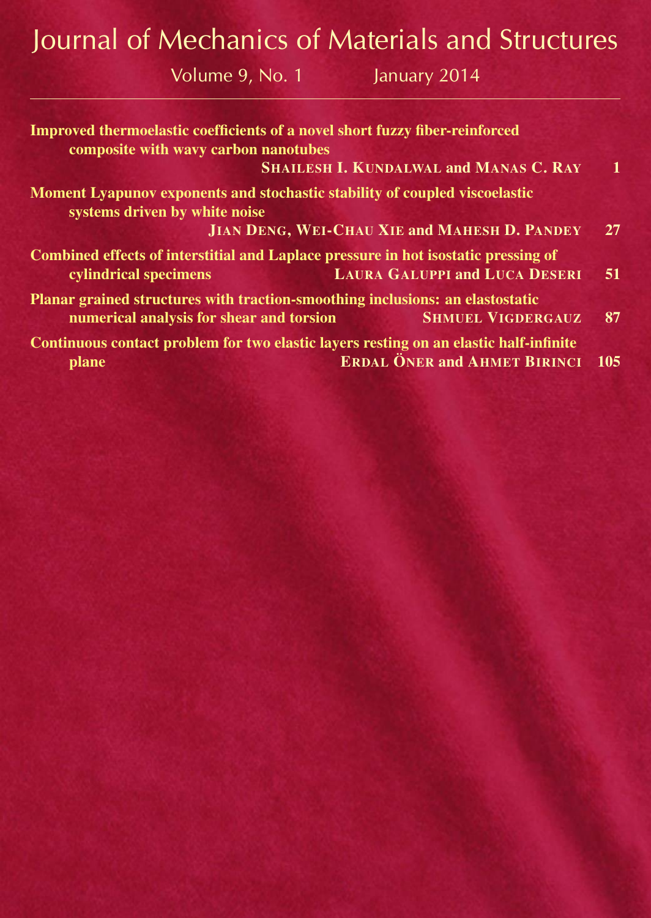# Journal of Mechanics of Materials and Structures

Volume 9, No. 1 January 2014

**Improved thermoelastic coefficients of a novel short fuzzy fiber-reinforced composite with wavy carbon nanotubes**
SHAILESH I. KUNDALWAL and MANAS C. RAY 1

**Moment Lyapunov exponents and stochastic stability of coupled viscoelastic systems driven by white noise**
JIAN DENG, WEI-CHAU XIE and MAHESH D. PANDEY 27

**Combined effects of interstitial and Laplace pressure in hot isostatic pressing of cylindrical specimens**
LAURA GALUPPI and LUCA DESERI 51

**Planar grained structures with traction-smoothing inclusions: an elastostatic numerical analysis for shear and torsion**
SHMUEL VIGDERGAUZ 87

**Continuous contact problem for two elastic layers resting on an elastic half-infinite plane**
ERDAL ÖNER and AHMET BIRINCI 105